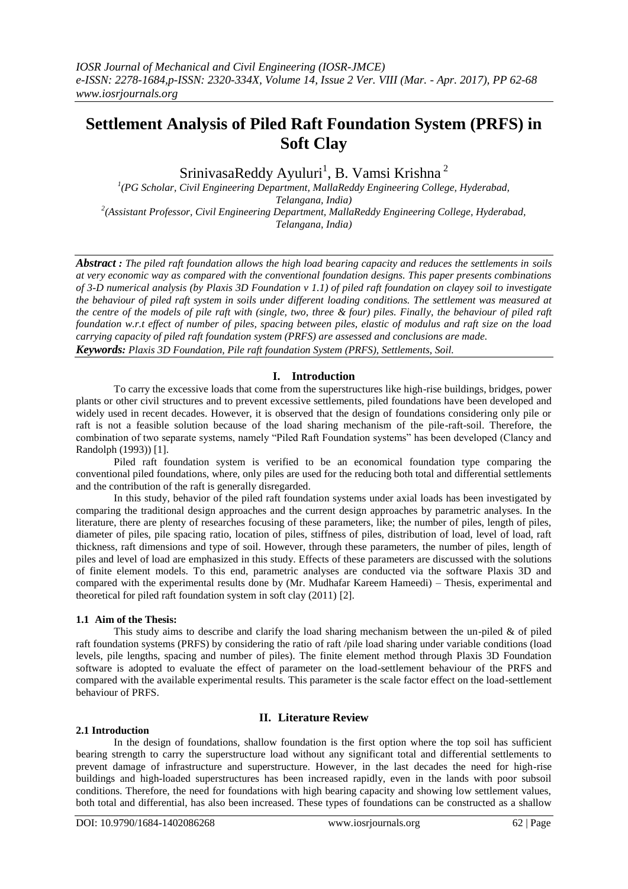# Settlement Analysis of Piled Raft Foundation System (PRFS) in Soft Clay

SrinivasaReddy Ayuluri[1], B. Vamsi Krishna[2]

[1](PG Scholar, Civil Engineering Department, MallaReddy Engineering College, Hyderabad, Telangana, India)
[2](Assistant Professor, Civil Engineering Department, MallaReddy Engineering College, Hyderabad, Telangana, India)

***Abstract :*** *The piled raft foundation allows the high load bearing capacity and reduces the settlements in soils at very economic way as compared with the conventional foundation designs. This paper presents combinations of 3-D numerical analysis (by Plaxis 3D Foundation v 1.1) of piled raft foundation on clayey soil to investigate the behaviour of piled raft system in soils under different loading conditions. The settlement was measured at the centre of the models of pile raft with (single, two, three & four) piles. Finally, the behaviour of piled raft foundation w.r.t effect of number of piles, spacing between piles, elastic of modulus and raft size on the load carrying capacity of piled raft foundation system (PRFS) are assessed and conclusions are made.*

***Keywords:*** *Plaxis 3D Foundation, Pile raft foundation System (PRFS), Settlements, Soil.*

## I. Introduction

To carry the excessive loads that come from the superstructures like high-rise buildings, bridges, power plants or other civil structures and to prevent excessive settlements, piled foundations have been developed and widely used in recent decades. However, it is observed that the design of foundations considering only pile or raft is not a feasible solution because of the load sharing mechanism of the pile-raft-soil. Therefore, the combination of two separate systems, namely "Piled Raft Foundation systems" has been developed (Clancy and Randolph (1993)) [1].

Piled raft foundation system is verified to be an economical foundation type comparing the conventional piled foundations, where, only piles are used for the reducing both total and differential settlements and the contribution of the raft is generally disregarded.

In this study, behavior of the piled raft foundation systems under axial loads has been investigated by comparing the traditional design approaches and the current design approaches by parametric analyses. In the literature, there are plenty of researches focusing of these parameters, like; the number of piles, length of piles, diameter of piles, pile spacing ratio, location of piles, stiffness of piles, distribution of load, level of load, raft thickness, raft dimensions and type of soil. However, through these parameters, the number of piles, length of piles and level of load are emphasized in this study. Effects of these parameters are discussed with the solutions of finite element models. To this end, parametric analyses are conducted via the software Plaxis 3D and compared with the experimental results done by (Mr. Mudhafar Kareem Hameedi) – Thesis, experimental and theoretical for piled raft foundation system in soft clay (2011) [2].

### 1.1 Aim of the Thesis:

This study aims to describe and clarify the load sharing mechanism between the un-piled & of piled raft foundation systems (PRFS) by considering the ratio of raft /pile load sharing under variable conditions (load levels, pile lengths, spacing and number of piles). The finite element method through Plaxis 3D Foundation software is adopted to evaluate the effect of parameter on the load-settlement behaviour of the PRFS and compared with the available experimental results. This parameter is the scale factor effect on the load-settlement behaviour of PRFS.

## II. Literature Review

### 2.1 Introduction

In the design of foundations, shallow foundation is the first option where the top soil has sufficient bearing strength to carry the superstructure load without any significant total and differential settlements to prevent damage of infrastructure and superstructure. However, in the last decades the need for high-rise buildings and high-loaded superstructures has been increased rapidly, even in the lands with poor subsoil conditions. Therefore, the need for foundations with high bearing capacity and showing low settlement values, both total and differential, has also been increased. These types of foundations can be constructed as a shallow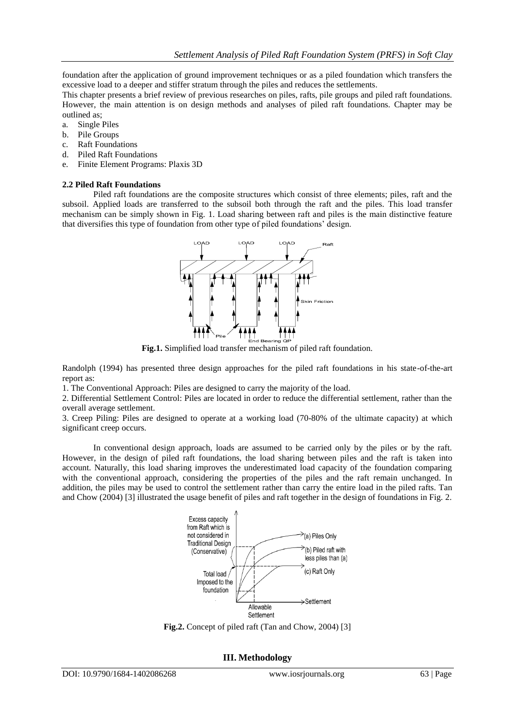foundation after the application of ground improvement techniques or as a piled foundation which transfers the excessive load to a deeper and stiffer stratum through the piles and reduces the settlements.

This chapter presents a brief review of previous researches on piles, rafts, pile groups and piled raft foundations. However, the main attention is on design methods and analyses of piled raft foundations. Chapter may be outlined as;

a. Single Piles
b. Pile Groups
c. Raft Foundations
d. Piled Raft Foundations
e. Finite Element Programs: Plaxis 3D

### 2.2 Piled Raft Foundations

Piled raft foundations are the composite structures which consist of three elements; piles, raft and the subsoil. Applied loads are transferred to the subsoil both through the raft and the piles. This load transfer mechanism can be simply shown in Fig. 1. Load sharing between raft and piles is the main distinctive feature that diversifies this type of foundation from other type of piled foundations' design.

**Fig.1.** Simplified load transfer mechanism of piled raft foundation.

Randolph (1994) has presented three design approaches for the piled raft foundations in his state-of-the-art report as:

1. The Conventional Approach: Piles are designed to carry the majority of the load.
2. Differential Settlement Control: Piles are located in order to reduce the differential settlement, rather than the overall average settlement.
3. Creep Piling: Piles are designed to operate at a working load (70-80% of the ultimate capacity) at which significant creep occurs.

In conventional design approach, loads are assumed to be carried only by the piles or by the raft. However, in the design of piled raft foundations, the load sharing between piles and the raft is taken into account. Naturally, this load sharing improves the underestimated load capacity of the foundation comparing with the conventional approach, considering the properties of the piles and the raft remain unchanged. In addition, the piles may be used to control the settlement rather than carry the entire load in the piled rafts. Tan and Chow (2004) [3] illustrated the usage benefit of piles and raft together in the design of foundations in Fig. 2.

**Fig.2.** Concept of piled raft (Tan and Chow, 2004) [3]

## III. Methodology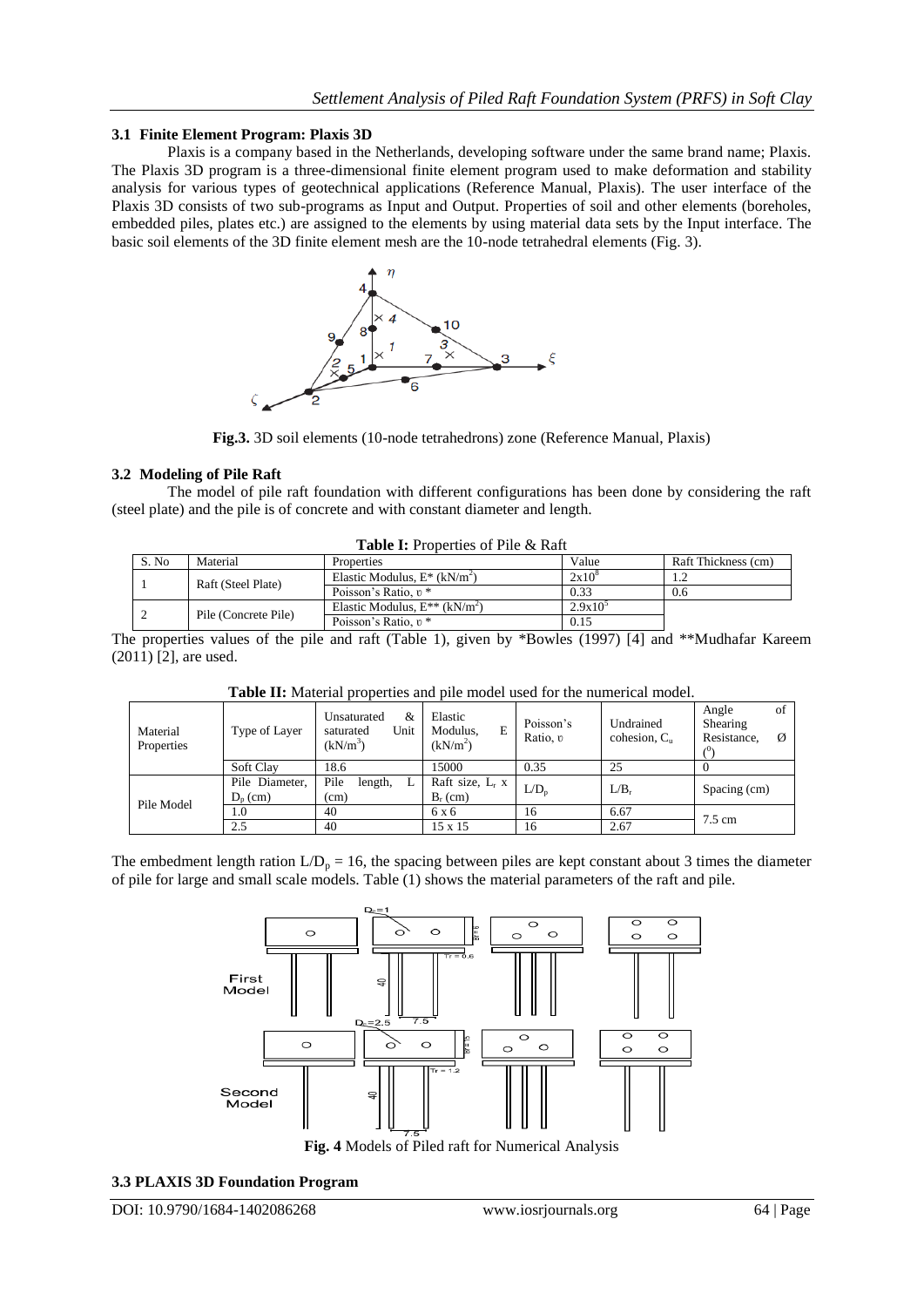### 3.1 Finite Element Program: Plaxis 3D

Plaxis is a company based in the Netherlands, developing software under the same brand name; Plaxis. The Plaxis 3D program is a three-dimensional finite element program used to make deformation and stability analysis for various types of geotechnical applications (Reference Manual, Plaxis). The user interface of the Plaxis 3D consists of two sub-programs as Input and Output. Properties of soil and other elements (boreholes, embedded piles, plates etc.) are assigned to the elements by using material data sets by the Input interface. The basic soil elements of the 3D finite element mesh are the 10-node tetrahedral elements (Fig. 3).

**Fig.3.** 3D soil elements (10-node tetrahedrons) zone (Reference Manual, Plaxis)

### 3.2 Modeling of Pile Raft

The model of pile raft foundation with different configurations has been done by considering the raft (steel plate) and the pile is of concrete and with constant diameter and length.

**Table I:** Properties of Pile & Raft

| S. No | Material | Properties | Value | Raft Thickness (cm) |
|---|---|---|---|---|
| 1 | Raft (Steel Plate) | Elastic Modulus, E* ($kN/m^2$) | $2x10^8$ | 1.2 |
| | | Poisson's Ratio, υ * | 0.33 | 0.6 |
| 2 | Pile (Concrete Pile) | Elastic Modulus, E** ($kN/m^2$) | $2.9x10^5$ | |
| | | Poisson's Ratio, υ * | 0.15 | |

The properties values of the pile and raft (Table 1), given by *Bowles (1997) [4] and **Mudhafar Kareem (2011) [2], are used.

**Table II:** Material properties and pile model used for the numerical model.

| Material Properties | Type of Layer | Unsaturated & saturated Unit ($kN/m^3$) | Elastic Modulus, E ($kN/m^2$) | Poisson's Ratio, υ | Undrained cohesion, $C_u$ | Angle of Shearing Resistance, Ø ($^0$) |
|---|---|---|---|---|---|---|
| | Soft Clay | 18.6 | 15000 | 0.35 | 25 | 0 |
| Pile Model | Pile Diameter, $D_p$ (cm) | Pile length, L (cm) | Raft size, $L_r$ x $B_r$ (cm) | $L/D_p$ | $L/B_r$ | Spacing (cm) |
| | 1.0 | 40 | 6 x 6 | 16 | 6.67 | 7.5 cm |
| | 2.5 | 40 | 15 x 15 | 16 | 2.67 | |

The embedment length ration $L/D_p = 16$, the spacing between piles are kept constant about 3 times the diameter of pile for large and small scale models. Table (1) shows the material parameters of the raft and pile.

**Fig. 4** Models of Piled raft for Numerical Analysis

### 3.3 PLAXIS 3D Foundation Program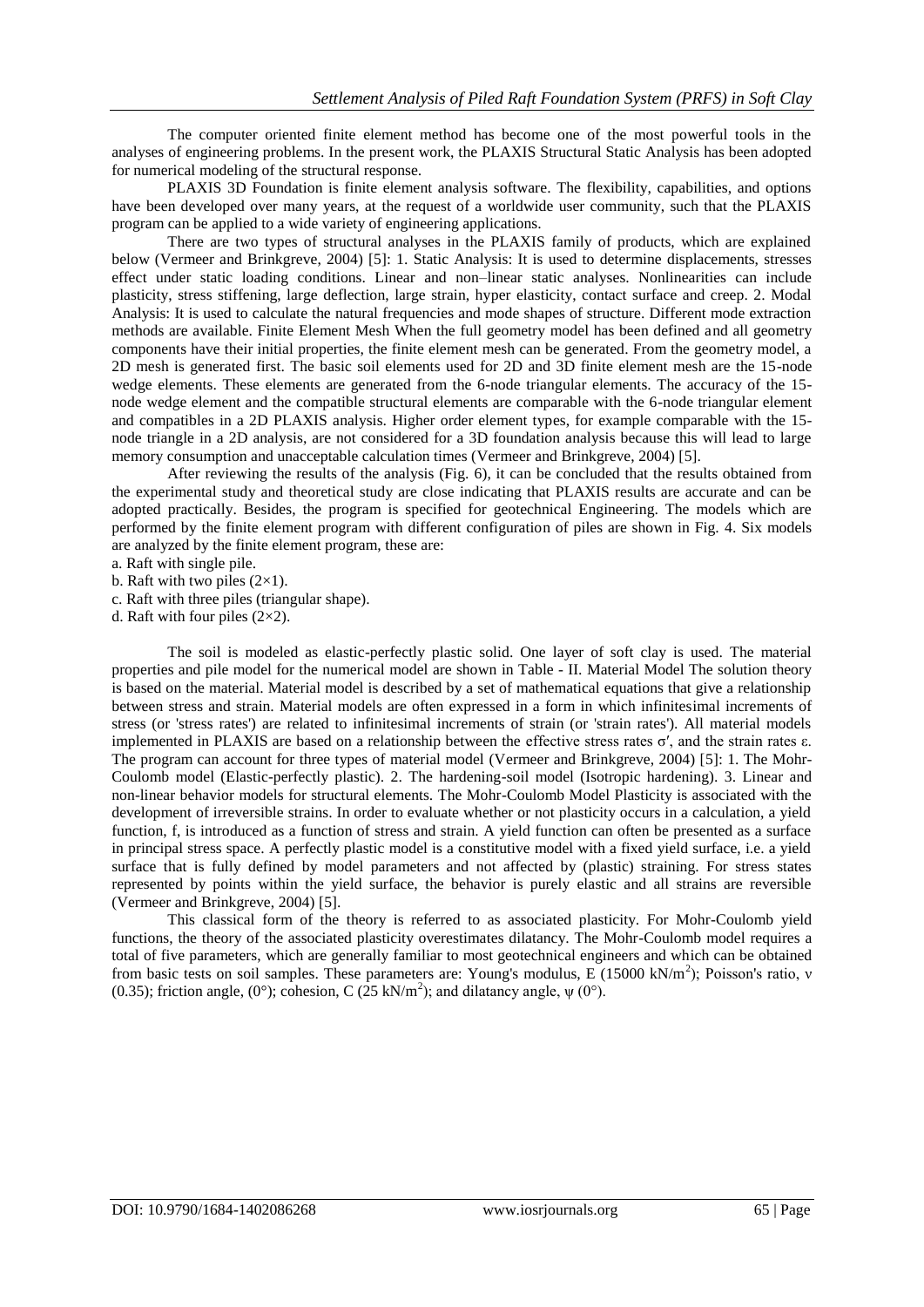The computer oriented finite element method has become one of the most powerful tools in the analyses of engineering problems. In the present work, the PLAXIS Structural Static Analysis has been adopted for numerical modeling of the structural response.

PLAXIS 3D Foundation is finite element analysis software. The flexibility, capabilities, and options have been developed over many years, at the request of a worldwide user community, such that the PLAXIS program can be applied to a wide variety of engineering applications.

There are two types of structural analyses in the PLAXIS family of products, which are explained below (Vermeer and Brinkgreve, 2004) [5]: 1. Static Analysis: It is used to determine displacements, stresses effect under static loading conditions. Linear and non–linear static analyses. Nonlinearities can include plasticity, stress stiffening, large deflection, large strain, hyper elasticity, contact surface and creep. 2. Modal Analysis: It is used to calculate the natural frequencies and mode shapes of structure. Different mode extraction methods are available. Finite Element Mesh When the full geometry model has been defined and all geometry components have their initial properties, the finite element mesh can be generated. From the geometry model, a 2D mesh is generated first. The basic soil elements used for 2D and 3D finite element mesh are the 15-node wedge elements. These elements are generated from the 6-node triangular elements. The accuracy of the 15-node wedge element and the compatible structural elements are comparable with the 6-node triangular element and compatibles in a 2D PLAXIS analysis. Higher order element types, for example comparable with the 15-node triangle in a 2D analysis, are not considered for a 3D foundation analysis because this will lead to large memory consumption and unacceptable calculation times (Vermeer and Brinkgreve, 2004) [5].

After reviewing the results of the analysis (Fig. 6), it can be concluded that the results obtained from the experimental study and theoretical study are close indicating that PLAXIS results are accurate and can be adopted practically. Besides, the program is specified for geotechnical Engineering. The models which are performed by the finite element program with different configuration of piles are shown in Fig. 4. Six models are analyzed by the finite element program, these are:

a. Raft with single pile.
b. Raft with two piles (2×1).
c. Raft with three piles (triangular shape).
d. Raft with four piles (2×2).

The soil is modeled as elastic-perfectly plastic solid. One layer of soft clay is used. The material properties and pile model for the numerical model are shown in Table - II. Material Model The solution theory is based on the material. Material model is described by a set of mathematical equations that give a relationship between stress and strain. Material models are often expressed in a form in which infinitesimal increments of stress (or 'stress rates') are related to infinitesimal increments of strain (or 'strain rates'). All material models implemented in PLAXIS are based on a relationship between the effective stress rates $\sigma'$, and the strain rates $\varepsilon$. The program can account for three types of material model (Vermeer and Brinkgreve, 2004) [5]: 1. The Mohr-Coulomb model (Elastic-perfectly plastic). 2. The hardening-soil model (Isotropic hardening). 3. Linear and non-linear behavior models for structural elements. The Mohr-Coulomb Model Plasticity is associated with the development of irreversible strains. In order to evaluate whether or not plasticity occurs in a calculation, a yield function, f, is introduced as a function of stress and strain. A yield function can often be presented as a surface in principal stress space. A perfectly plastic model is a constitutive model with a fixed yield surface, i.e. a yield surface that is fully defined by model parameters and not affected by (plastic) straining. For stress states represented by points within the yield surface, the behavior is purely elastic and all strains are reversible (Vermeer and Brinkgreve, 2004) [5].

This classical form of the theory is referred to as associated plasticity. For Mohr-Coulomb yield functions, the theory of the associated plasticity overestimates dilatancy. The Mohr-Coulomb model requires a total of five parameters, which are generally familiar to most geotechnical engineers and which can be obtained from basic tests on soil samples. These parameters are: Young's modulus, E (15000 kN/m$^2$); Poisson's ratio, $\nu$ (0.35); friction angle, (0°); cohesion, C (25 kN/m$^2$); and dilatancy angle, $\psi$ (0°).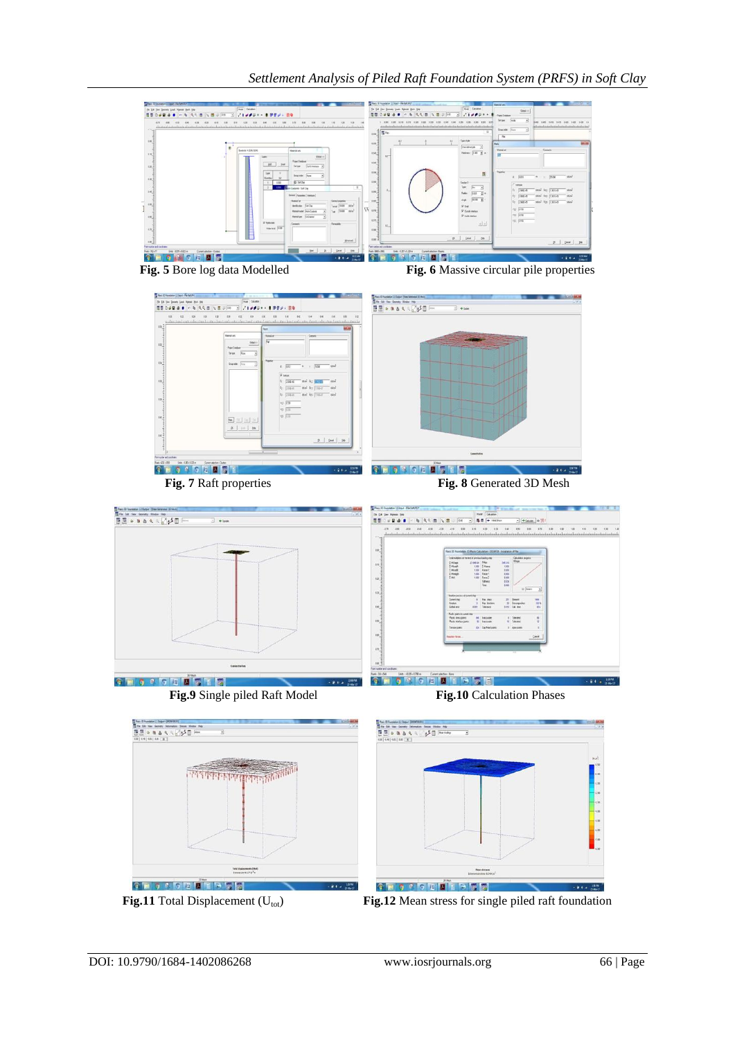**Fig. 5** Bore log data Modelled

**Fig. 6** Massive circular pile properties

**Fig. 7** Raft properties

**Fig. 8** Generated 3D Mesh

**Fig.9** Single piled Raft Model

**Fig.10** Calculation Phases

**Fig.11** Total Displacement ($U_{tot}$)

**Fig.12** Mean stress for single piled raft foundation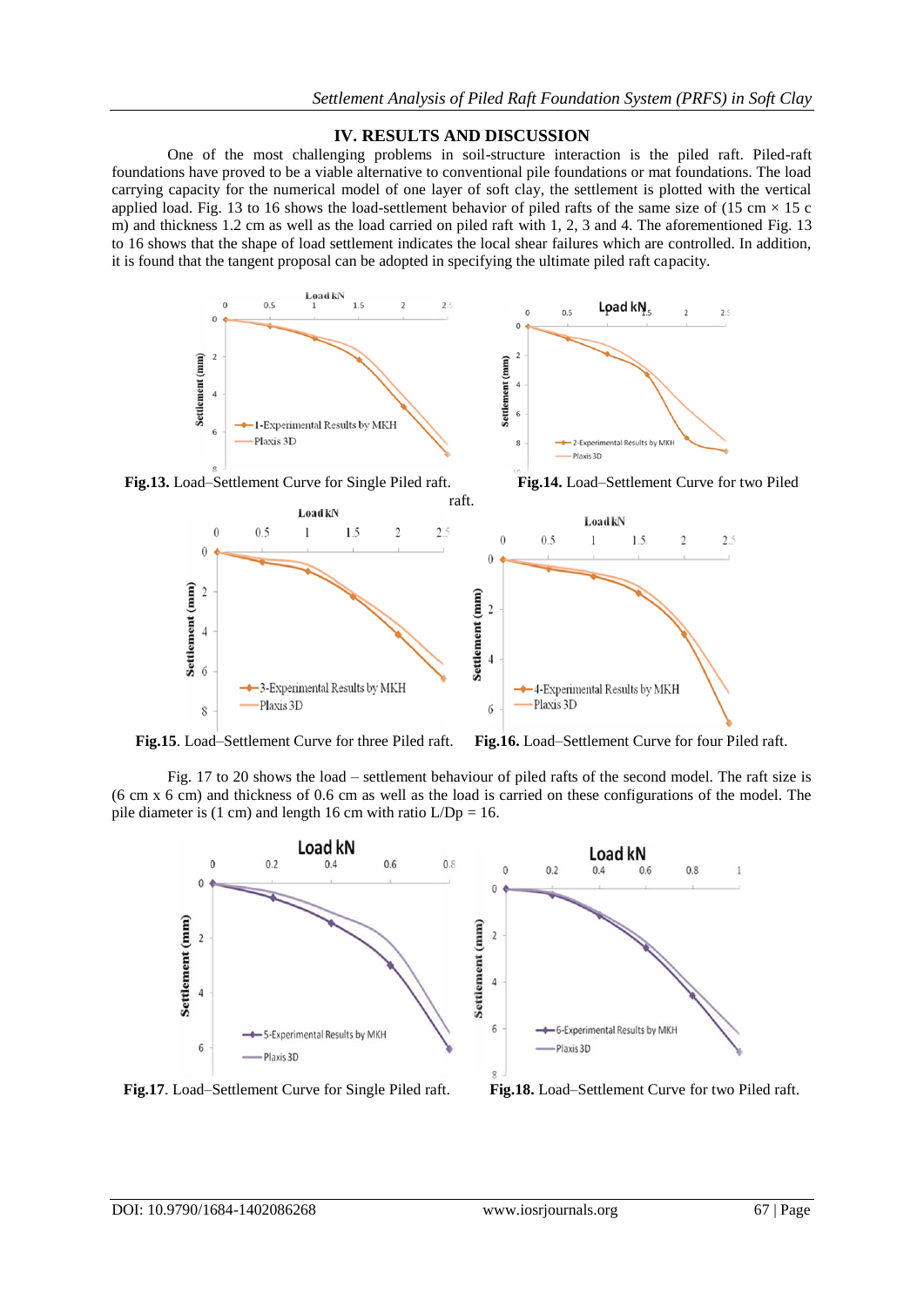## IV. RESULTS AND DISCUSSION

One of the most challenging problems in soil-structure interaction is the piled raft. Piled-raft foundations have proved to be a viable alternative to conventional pile foundations or mat foundations. The load carrying capacity for the numerical model of one layer of soft clay, the settlement is plotted with the vertical applied load. Fig. 13 to 16 shows the load-settlement behavior of piled rafts of the same size of (15 cm × 15 c m) and thickness 1.2 cm as well as the load carried on piled raft with 1, 2, 3 and 4. The aforementioned Fig. 13 to 16 shows that the shape of load settlement indicates the local shear failures which are controlled. In addition, it is found that the tangent proposal can be adopted in specifying the ultimate piled raft capacity.

**Fig.13.** Load–Settlement Curve for Single Piled raft.

**Fig.14.** Load–Settlement Curve for two Piled raft.

**Fig.15**. Load–Settlement Curve for three Piled raft.

**Fig.16.** Load–Settlement Curve for four Piled raft.

Fig. 17 to 20 shows the load – settlement behaviour of piled rafts of the second model. The raft size is (6 cm x 6 cm) and thickness of 0.6 cm as well as the load is carried on these configurations of the model. The pile diameter is (1 cm) and length 16 cm with ratio L/Dp = 16.

**Fig.17**. Load–Settlement Curve for Single Piled raft.

**Fig.18.** Load–Settlement Curve for two Piled raft.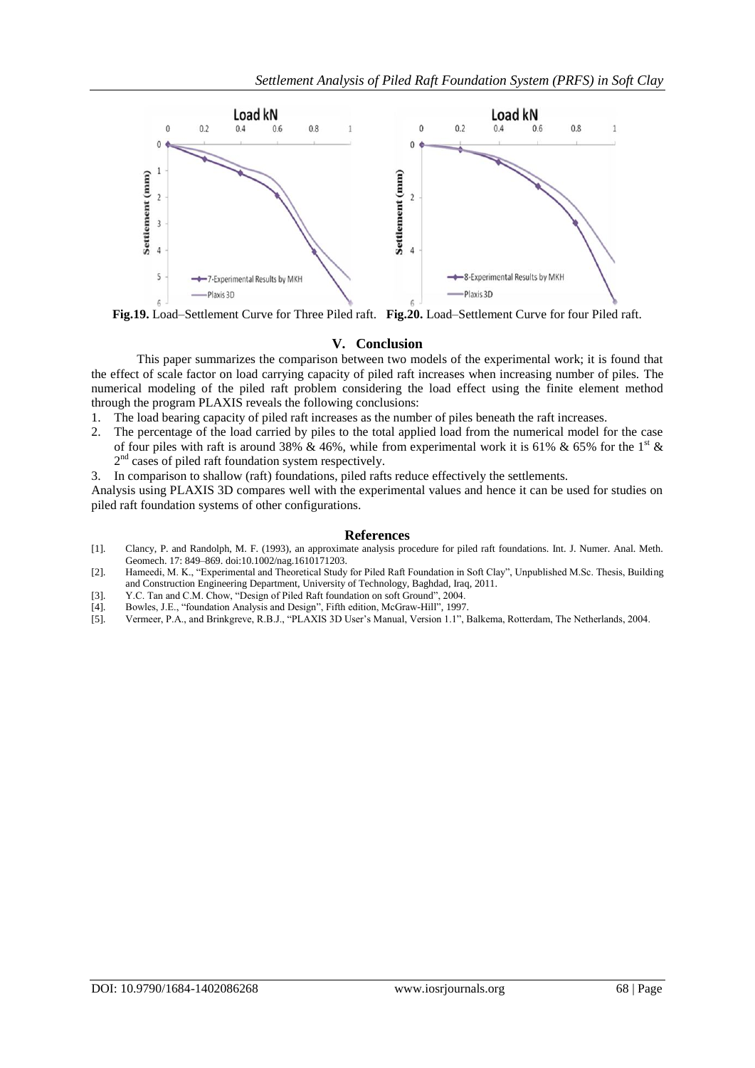Load kN

0 0.2 0.4 0.6 0.8 1

Settlement (mm)

0 1 2 3 4 5 6

7-Experimental Results by MKH

Plaxis 3D

Load kN

0 0.2 0.4 0.6 0.8 1

Settlement (mm)

0 2 4 6

8-Experimental Results by MKH

Plaxis 3D

**Fig.19.** Load–Settlement Curve for Three Piled raft. **Fig.20.** Load–Settlement Curve for four Piled raft.

## V. Conclusion

This paper summarizes the comparison between two models of the experimental work; it is found that the effect of scale factor on load carrying capacity of piled raft increases when increasing number of piles. The numerical modeling of the piled raft problem considering the load effect using the finite element method through the program PLAXIS reveals the following conclusions:

1. The load bearing capacity of piled raft increases as the number of piles beneath the raft increases.
2. The percentage of the load carried by piles to the total applied load from the numerical model for the case of four piles with raft is around 38% & 46%, while from experimental work it is 61% & 65% for the 1st & 2nd cases of piled raft foundation system respectively.
3. In comparison to shallow (raft) foundations, piled rafts reduce effectively the settlements.

Analysis using PLAXIS 3D compares well with the experimental values and hence it can be used for studies on piled raft foundation systems of other configurations.

## References

[1]. Clancy, P. and Randolph, M. F. (1993), an approximate analysis procedure for piled raft foundations. Int. J. Numer. Anal. Meth. Geomech. 17: 849–869. doi:10.1002/nag.1610171203.

[2]. Hameedi, M. K., "Experimental and Theoretical Study for Piled Raft Foundation in Soft Clay", Unpublished M.Sc. Thesis, Building and Construction Engineering Department, University of Technology, Baghdad, Iraq, 2011.

[3]. Y.C. Tan and C.M. Chow, "Design of Piled Raft foundation on soft Ground", 2004.

[4]. Bowles, J.E., "foundation Analysis and Design", Fifth edition, McGraw-Hill", 1997.

[5]. Vermeer, P.A., and Brinkgreve, R.B.J., "PLAXIS 3D User's Manual, Version 1.1", Balkema, Rotterdam, The Netherlands, 2004.